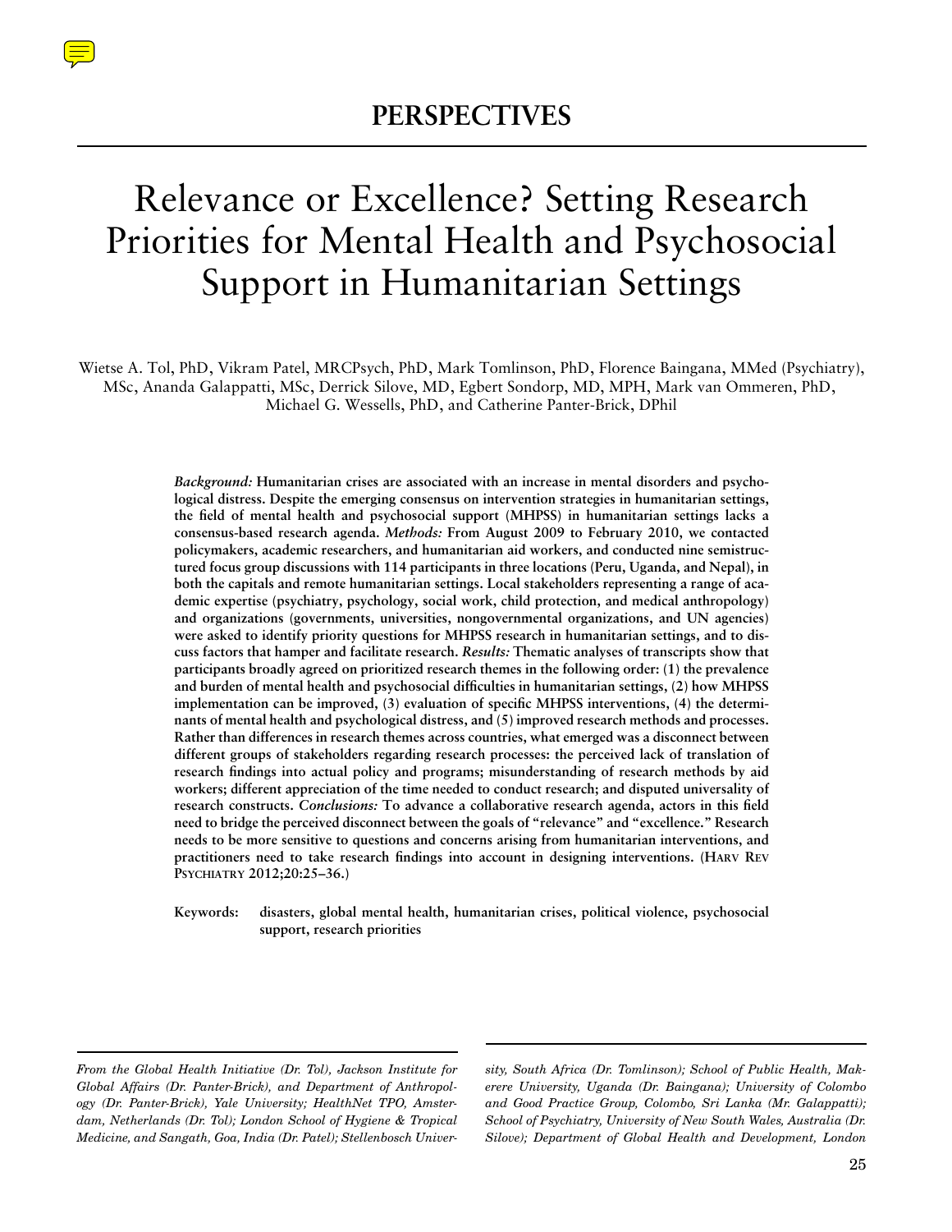# PERSPECTIVES

# Relevance or Excellence? Setting Research Priorities for Mental Health and Psychosocial Support in Humanitarian Settings

Wietse A. Tol, PhD, Vikram Patel, MRCPsych, PhD, Mark Tomlinson, PhD, Florence Baingana, MMed (Psychiatry), MSc, Ananda Galappatti, MSc, Derrick Silove, MD, Egbert Sondorp, MD, MPH, Mark van Ommeren, PhD, Michael G. Wessells, PhD, and Catherine Panter-Brick, DPhil

***Background:*** **Humanitarian crises are associated with an increase in mental disorders and psychological distress. Despite the emerging consensus on intervention strategies in humanitarian settings, the field of mental health and psychosocial support (MHPSS) in humanitarian settings lacks a consensus-based research agenda.** ***Methods:*** **From August 2009 to February 2010, we contacted policymakers, academic researchers, and humanitarian aid workers, and conducted nine semistructured focus group discussions with 114 participants in three locations (Peru, Uganda, and Nepal), in both the capitals and remote humanitarian settings. Local stakeholders representing a range of academic expertise (psychiatry, psychology, social work, child protection, and medical anthropology) and organizations (governments, universities, nongovernmental organizations, and UN agencies) were asked to identify priority questions for MHPSS research in humanitarian settings, and to discuss factors that hamper and facilitate research.** ***Results:*** **Thematic analyses of transcripts show that participants broadly agreed on prioritized research themes in the following order: (1) the prevalence and burden of mental health and psychosocial difficulties in humanitarian settings, (2) how MHPSS implementation can be improved, (3) evaluation of specific MHPSS interventions, (4) the determinants of mental health and psychological distress, and (5) improved research methods and processes. Rather than differences in research themes across countries, what emerged was a disconnect between different groups of stakeholders regarding research processes: the perceived lack of translation of research findings into actual policy and programs; misunderstanding of research methods by aid workers; different appreciation of the time needed to conduct research; and disputed universality of research constructs.** ***Conclusions:*** **To advance a collaborative research agenda, actors in this field need to bridge the perceived disconnect between the goals of "relevance" and "excellence." Research needs to be more sensitive to questions and concerns arising from humanitarian interventions, and practitioners need to take research findings into account in designing interventions. (Harv Rev Psychiatry 2012;20:25–36.)**

**Keywords: disasters, global mental health, humanitarian crises, political violence, psychosocial support, research priorities**

*From the Global Health Initiative (Dr. Tol), Jackson Institute for Global Affairs (Dr. Panter-Brick), and Department of Anthropology (Dr. Panter-Brick), Yale University; HealthNet TPO, Amsterdam, Netherlands (Dr. Tol); London School of Hygiene & Tropical Medicine, and Sangath, Goa, India (Dr. Patel); Stellenbosch University, South Africa (Dr. Tomlinson); School of Public Health, Makerere University, Uganda (Dr. Baingana); University of Colombo and Good Practice Group, Colombo, Sri Lanka (Mr. Galappatti); School of Psychiatry, University of New South Wales, Australia (Dr. Silove); Department of Global Health and Development, London*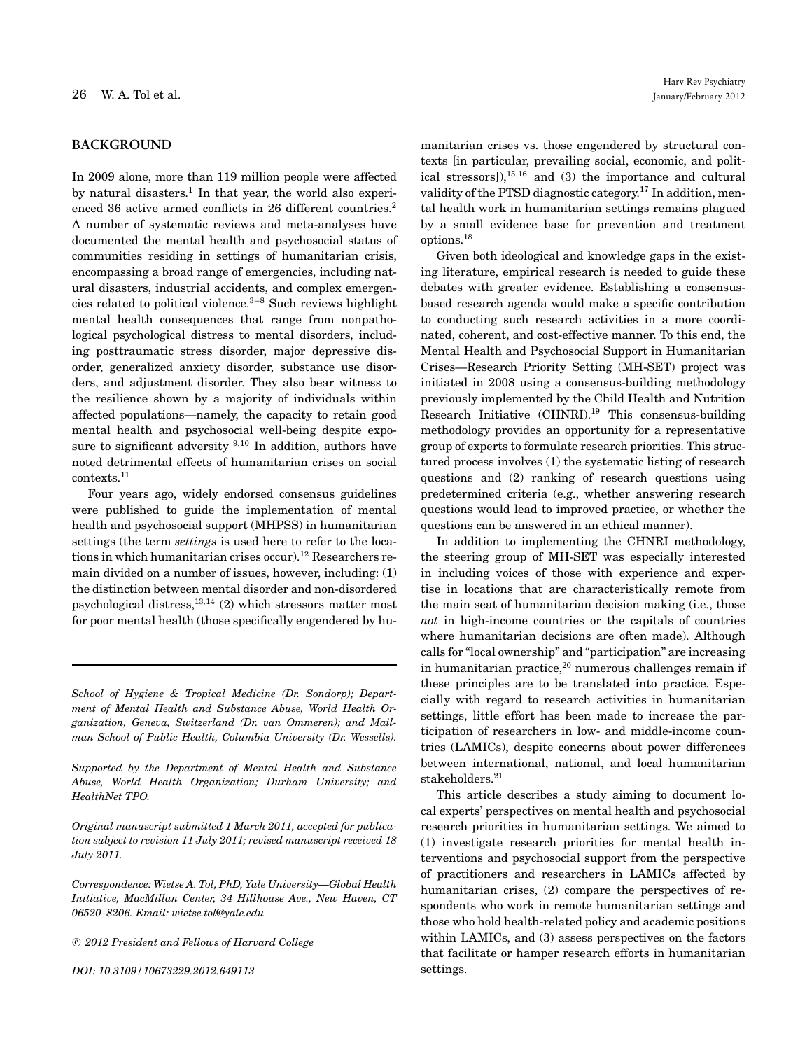## BACKGROUND

In 2009 alone, more than 119 million people were affected by natural disasters.[1] In that year, the world also experienced 36 active armed conflicts in 26 different countries.[2] A number of systematic reviews and meta-analyses have documented the mental health and psychosocial status of communities residing in settings of humanitarian crisis, encompassing a broad range of emergencies, including natural disasters, industrial accidents, and complex emergencies related to political violence.[3–8] Such reviews highlight mental health consequences that range from nonpathological psychological distress to mental disorders, including posttraumatic stress disorder, major depressive disorder, generalized anxiety disorder, substance use disorders, and adjustment disorder. They also bear witness to the resilience shown by a majority of individuals within affected populations—namely, the capacity to retain good mental health and psychosocial well-being despite exposure to significant adversity [9,10] In addition, authors have noted detrimental effects of humanitarian crises on social contexts.[11]

Four years ago, widely endorsed consensus guidelines were published to guide the implementation of mental health and psychosocial support (MHPSS) in humanitarian settings (the term *settings* is used here to refer to the locations in which humanitarian crises occur).[12] Researchers remain divided on a number of issues, however, including: (1) the distinction between mental disorder and non-disordered psychological distress,[13,14] (2) which stressors matter most for poor mental health (those specifically engendered by humanitarian crises vs. those engendered by structural contexts [in particular, prevailing social, economic, and political stressors]),[15,16] and (3) the importance and cultural validity of the PTSD diagnostic category.[17] In addition, mental health work in humanitarian settings remains plagued by a small evidence base for prevention and treatment options.[18]

Given both ideological and knowledge gaps in the existing literature, empirical research is needed to guide these debates with greater evidence. Establishing a consensus-based research agenda would make a specific contribution to conducting such research activities in a more coordinated, coherent, and cost-effective manner. To this end, the Mental Health and Psychosocial Support in Humanitarian Crises—Research Priority Setting (MH-SET) project was initiated in 2008 using a consensus-building methodology previously implemented by the Child Health and Nutrition Research Initiative (CHNRI).[19] This consensus-building methodology provides an opportunity for a representative group of experts to formulate research priorities. This structured process involves (1) the systematic listing of research questions and (2) ranking of research questions using predetermined criteria (e.g., whether answering research questions would lead to improved practice, or whether the questions can be answered in an ethical manner).

In addition to implementing the CHNRI methodology, the steering group of MH-SET was especially interested in including voices of those with experience and expertise in locations that are characteristically remote from the main seat of humanitarian decision making (i.e., those *not* in high-income countries or the capitals of countries where humanitarian decisions are often made). Although calls for "local ownership" and "participation" are increasing in humanitarian practice,[20] numerous challenges remain if these principles are to be translated into practice. Especially with regard to research activities in humanitarian settings, little effort has been made to increase the participation of researchers in low- and middle-income countries (LAMICs), despite concerns about power differences between international, national, and local humanitarian stakeholders.[21]

This article describes a study aiming to document local experts' perspectives on mental health and psychosocial research priorities in humanitarian settings. We aimed to (1) investigate research priorities for mental health interventions and psychosocial support from the perspective of practitioners and researchers in LAMICs affected by humanitarian crises, (2) compare the perspectives of respondents who work in remote humanitarian settings and those who hold health-related policy and academic positions within LAMICs, and (3) assess perspectives on the factors that facilitate or hamper research efforts in humanitarian settings.

---

*School of Hygiene & Tropical Medicine (Dr. Sondorp); Department of Mental Health and Substance Abuse, World Health Organization, Geneva, Switzerland (Dr. van Ommeren); and Mailman School of Public Health, Columbia University (Dr. Wessells).*

*Supported by the Department of Mental Health and Substance Abuse, World Health Organization; Durham University; and HealthNet TPO.*

*Original manuscript submitted 1 March 2011, accepted for publication subject to revision 11 July 2011; revised manuscript received 18 July 2011.*

*Correspondence: Wietse A. Tol, PhD, Yale University—Global Health Initiative, MacMillan Center, 34 Hillhouse Ave., New Haven, CT 06520–8206. Email: wietse.tol@yale.edu*

*© 2012 President and Fellows of Harvard College*

*DOI: 10.3109/10673229.2012.649113*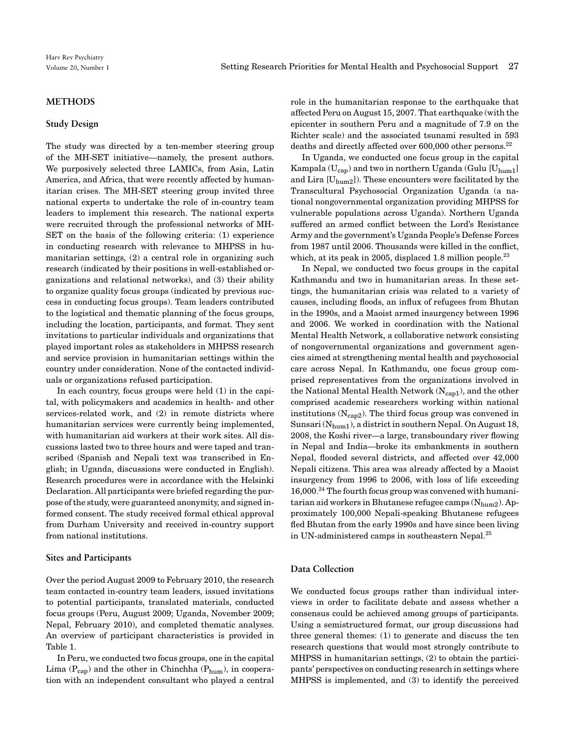## METHODS

### Study Design

The study was directed by a ten-member steering group of the MH-SET initiative—namely, the present authors. We purposively selected three LAMICs, from Asia, Latin America, and Africa, that were recently affected by humanitarian crises. The MH-SET steering group invited three national experts to undertake the role of in-country team leaders to implement this research. The national experts were recruited through the professional networks of MH-SET on the basis of the following criteria: (1) experience in conducting research with relevance to MHPSS in humanitarian settings, (2) a central role in organizing such research (indicated by their positions in well-established organizations and relational networks), and (3) their ability to organize quality focus groups (indicated by previous success in conducting focus groups). Team leaders contributed to the logistical and thematic planning of the focus groups, including the location, participants, and format. They sent invitations to particular individuals and organizations that played important roles as stakeholders in MHPSS research and service provision in humanitarian settings within the country under consideration. None of the contacted individuals or organizations refused participation.

In each country, focus groups were held (1) in the capital, with policymakers and academics in health- and other services-related work, and (2) in remote districts where humanitarian services were currently being implemented, with humanitarian aid workers at their work sites. All discussions lasted two to three hours and were taped and transcribed (Spanish and Nepali text was transcribed in English; in Uganda, discussions were conducted in English). Research procedures were in accordance with the Helsinki Declaration. All participants were briefed regarding the purpose of the study, were guaranteed anonymity, and signed informed consent. The study received formal ethical approval from Durham University and received in-country support from national institutions.

### Sites and Participants

Over the period August 2009 to February 2010, the research team contacted in-country team leaders, issued invitations to potential participants, translated materials, conducted focus groups (Peru, August 2009; Uganda, November 2009; Nepal, February 2010), and completed thematic analyses. An overview of participant characteristics is provided in Table 1.

In Peru, we conducted two focus groups, one in the capital Lima ($P_{cap}$) and the other in Chinchha ($P_{hum}$), in cooperation with an independent consultant who played a central role in the humanitarian response to the earthquake that affected Peru on August 15, 2007. That earthquake (with the epicenter in southern Peru and a magnitude of 7.9 on the Richter scale) and the associated tsunami resulted in 593 deaths and directly affected over 600,000 other persons.[22]

In Uganda, we conducted one focus group in the capital Kampala ($U_{cap}$) and two in northern Uganda (Gulu [$U_{hum1}$] and Lira [$U_{hum2}$]). These encounters were facilitated by the Transcultural Psychosocial Organization Uganda (a national nongovernmental organization providing MHPSS for vulnerable populations across Uganda). Northern Uganda suffered an armed conflict between the Lord's Resistance Army and the government's Uganda People's Defense Forces from 1987 until 2006. Thousands were killed in the conflict, which, at its peak in 2005, displaced 1.8 million people.[23]

In Nepal, we conducted two focus groups in the capital Kathmandu and two in humanitarian areas. In these settings, the humanitarian crisis was related to a variety of causes, including floods, an influx of refugees from Bhutan in the 1990s, and a Maoist armed insurgency between 1996 and 2006. We worked in coordination with the National Mental Health Network, a collaborative network consisting of nongovernmental organizations and government agencies aimed at strengthening mental health and psychosocial care across Nepal. In Kathmandu, one focus group comprised representatives from the organizations involved in the National Mental Health Network ($N_{cap1}$), and the other comprised academic researchers working within national institutions ($N_{cap2}$). The third focus group was convened in Sunsari ($N_{hum1}$), a district in southern Nepal. On August 18, 2008, the Koshi river—a large, transboundary river flowing in Nepal and India—broke its embankments in southern Nepal, flooded several districts, and affected over 42,000 Nepali citizens. This area was already affected by a Maoist insurgency from 1996 to 2006, with loss of life exceeding 16,000.[24] The fourth focus group was convened with humanitarian aid workers in Bhutanese refugee camps ($N_{hum2}$). Approximately 100,000 Nepali-speaking Bhutanese refugees fled Bhutan from the early 1990s and have since been living in UN-administered camps in southeastern Nepal.[25]

### Data Collection

We conducted focus groups rather than individual interviews in order to facilitate debate and assess whether a consensus could be achieved among groups of participants. Using a semistructured format, our group discussions had three general themes: (1) to generate and discuss the ten research questions that would most strongly contribute to MHPSS in humanitarian settings, (2) to obtain the participants' perspectives on conducting research in settings where MHPSS is implemented, and (3) to identify the perceived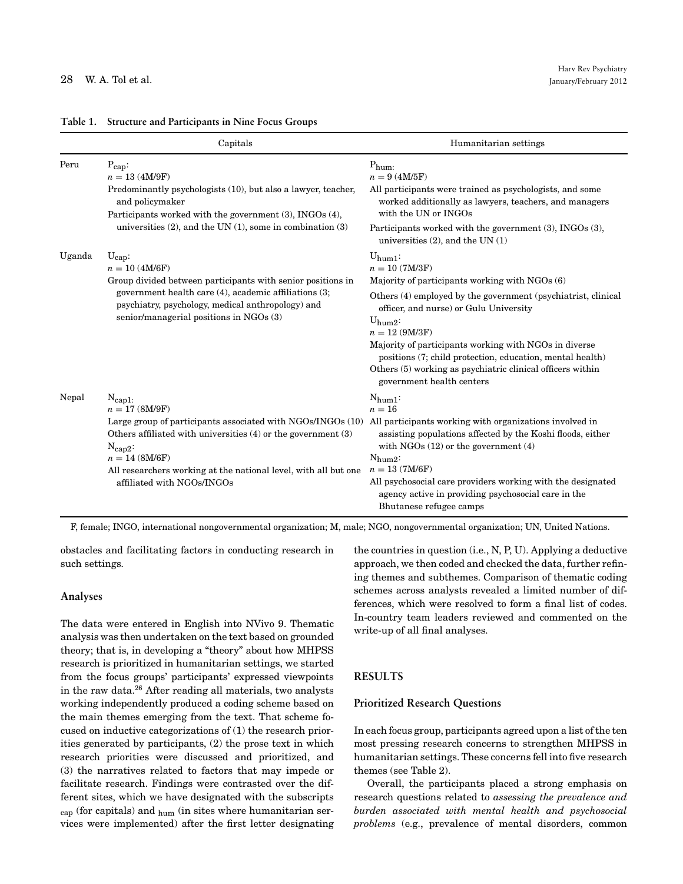**Table 1. Structure and Participants in Nine Focus Groups**

| | Capitals | Humanitarian settings |
|---|---|---|
| Peru | $P_{cap}$:<br>$n = 13$ (4M/9F)<br>Predominantly psychologists (10), but also a lawyer, teacher, and policymaker<br>Participants worked with the government (3), INGOs (4), universities (2), and the UN (1), some in combination (3) | $P_{hum}$:<br>$n = 9$ (4M/5F)<br>All participants were trained as psychologists, and some worked additionally as lawyers, teachers, and managers with the UN or INGOs<br>Participants worked with the government (3), INGOs (3), universities (2), and the UN (1) |
| Uganda | $U_{cap}$:<br>$n = 10$ (4M/6F)<br>Group divided between participants with senior positions in government health care (4), academic affiliations (3; psychiatry, psychology, medical anthropology) and senior/managerial positions in NGOs (3) | $U_{hum1}$:<br>$n = 10$ (7M/3F)<br>Majority of participants working with NGOs (6)<br>Others (4) employed by the government (psychiatrist, clinical officer, and nurse) or Gulu University<br>$U_{hum2}$:<br>$n = 12$ (9M/3F)<br>Majority of participants working with NGOs in diverse positions (7; child protection, education, mental health)<br>Others (5) working as psychiatric clinical officers within government health centers |
| Nepal | $N_{cap1}$:<br>$n = 17$ (8M/9F)<br>Large group of participants associated with NGOs/INGOs (10)<br>Others affiliated with universities (4) or the government (3)<br>$N_{cap2}$:<br>$n = 14$ (8M/6F)<br>All researchers working at the national level, with all but one affiliated with NGOs/INGOs | $N_{hum1}$:<br>$n = 16$<br>All participants working with organizations involved in assisting populations affected by the Koshi floods, either with NGOs (12) or the government (4)<br>$N_{hum2}$:<br>$n = 13$ (7M/6F)<br>All psychosocial care providers working with the designated agency active in providing psychosocial care in the Bhutanese refugee camps |

F, female; INGO, international nongovernmental organization; M, male; NGO, nongovernmental organization; UN, United Nations.

obstacles and facilitating factors in conducting research in such settings.

## Analyses

The data were entered in English into NVivo 9. Thematic analysis was then undertaken on the text based on grounded theory; that is, in developing a "theory" about how MHPSS research is prioritized in humanitarian settings, we started from the focus groups' participants' expressed viewpoints in the raw data.[26] After reading all materials, two analysts working independently produced a coding scheme based on the main themes emerging from the text. That scheme focused on inductive categorizations of (1) the research priorities generated by participants, (2) the prose text in which research priorities were discussed and prioritized, and (3) the narratives related to factors that may impede or facilitate research. Findings were contrasted over the different sites, which we have designated with the subscripts $_{cap}$ (for capitals) and $_{hum}$ (in sites where humanitarian services were implemented) after the first letter designating the countries in question (i.e., N, P, U). Applying a deductive approach, we then coded and checked the data, further refining themes and subthemes. Comparison of thematic coding schemes across analysts revealed a limited number of differences, which were resolved to form a final list of codes. In-country team leaders reviewed and commented on the write-up of all final analyses.

# RESULTS

## Prioritized Research Questions

In each focus group, participants agreed upon a list of the ten most pressing research concerns to strengthen MHPSS in humanitarian settings. These concerns fell into five research themes (see Table 2).

Overall, the participants placed a strong emphasis on research questions related to *assessing the prevalence and burden associated with mental health and psychosocial problems* (e.g., prevalence of mental disorders, common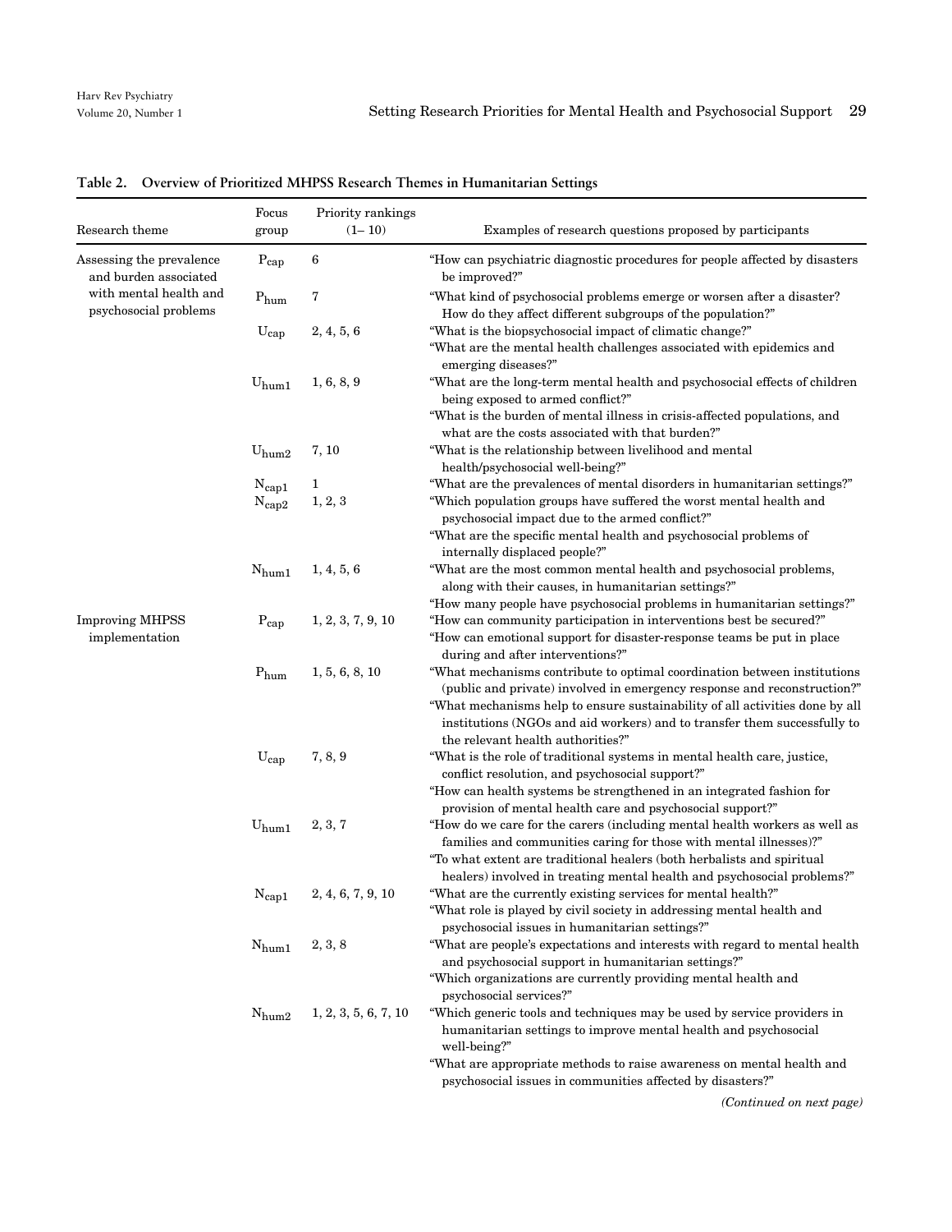**Table 2. Overview of Prioritized MHPSS Research Themes in Humanitarian Settings**

| Research theme | Focus group | Priority rankings (1– 10) | Examples of research questions proposed by participants |
|---|---|---|---|
| Assessing the prevalence and burden associated with mental health and psychosocial problems | $P_{cap}$ | 6 | "How can psychiatric diagnostic procedures for people affected by disasters be improved?" |
| | $P_{hum}$ | 7 | "What kind of psychosocial problems emerge or worsen after a disaster? How do they affect different subgroups of the population?" |
| | $U_{cap}$ | 2, 4, 5, 6 | "What is the biopsychosocial impact of climatic change?" "What are the mental health challenges associated with epidemics and emerging diseases?" |
| | $U_{hum1}$ | 1, 6, 8, 9 | "What are the long-term mental health and psychosocial effects of children being exposed to armed conflict?" "What is the burden of mental illness in crisis-affected populations, and what are the costs associated with that burden?" |
| | $U_{hum2}$ | 7, 10 | "What is the relationship between livelihood and mental health/psychosocial well-being?" |
| | $N_{cap1}$ | 1 | "What are the prevalences of mental disorders in humanitarian settings?" |
| | $N_{cap2}$ | 1, 2, 3 | "Which population groups have suffered the worst mental health and psychosocial impact due to the armed conflict?" "What are the specific mental health and psychosocial problems of internally displaced people?" |
| | $N_{hum1}$ | 1, 4, 5, 6 | "What are the most common mental health and psychosocial problems, along with their causes, in humanitarian settings?" "How many people have psychosocial problems in humanitarian settings?" |
| Improving MHPSS implementation | $P_{cap}$ | 1, 2, 3, 7, 9, 10 | "How can community participation in interventions best be secured?" "How can emotional support for disaster-response teams be put in place during and after interventions?" |
| | $P_{hum}$ | 1, 5, 6, 8, 10 | "What mechanisms contribute to optimal coordination between institutions (public and private) involved in emergency response and reconstruction?" "What mechanisms help to ensure sustainability of all activities done by all institutions (NGOs and aid workers) and to transfer them successfully to the relevant health authorities?" |
| | $U_{cap}$ | 7, 8, 9 | "What is the role of traditional systems in mental health care, justice, conflict resolution, and psychosocial support?" "How can health systems be strengthened in an integrated fashion for provision of mental health care and psychosocial support?" |
| | $U_{hum1}$ | 2, 3, 7 | "How do we care for the carers (including mental health workers as well as families and communities caring for those with mental illnesses)?" "To what extent are traditional healers (both herbalists and spiritual healers) involved in treating mental health and psychosocial problems?" |
| | $N_{cap1}$ | 2, 4, 6, 7, 9, 10 | "What are the currently existing services for mental health?" "What role is played by civil society in addressing mental health and psychosocial issues in humanitarian settings?" |
| | $N_{hum1}$ | 2, 3, 8 | "What are people's expectations and interests with regard to mental health and psychosocial support in humanitarian settings?" "Which organizations are currently providing mental health and psychosocial services?" |
| | $N_{hum2}$ | 1, 2, 3, 5, 6, 7, 10 | "Which generic tools and techniques may be used by service providers in humanitarian settings to improve mental health and psychosocial well-being?" "What are appropriate methods to raise awareness on mental health and psychosocial issues in communities affected by disasters?" |

*(Continued on next page)*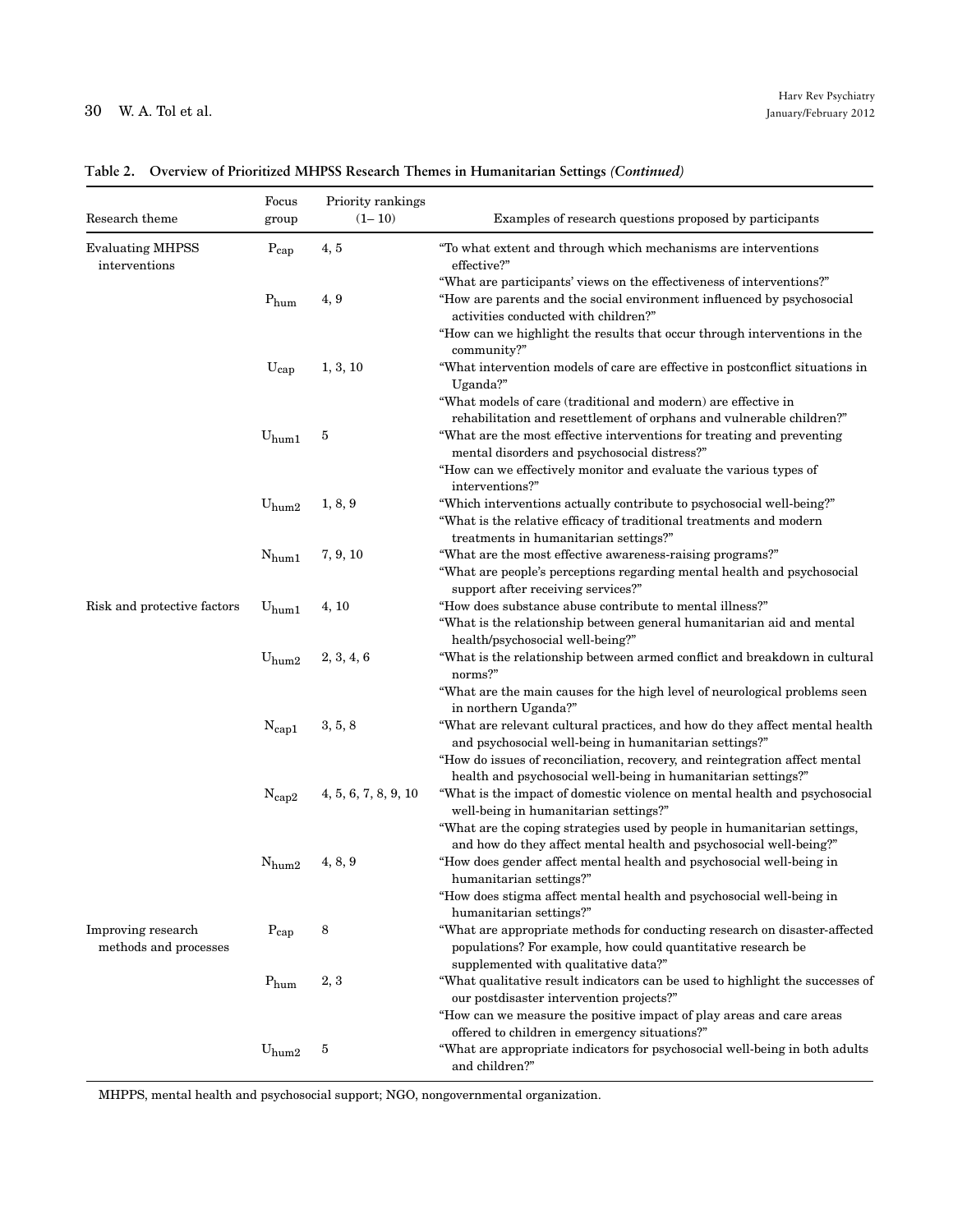**Table 2. Overview of Prioritized MHPSS Research Themes in Humanitarian Settings *(Continued)***

| Research theme | Focus group | Priority rankings (1– 10) | Examples of research questions proposed by participants |
|---|---|---|---|
| Evaluating MHPSS interventions | $P_{cap}$ | 4, 5 | "To what extent and through which mechanisms are interventions effective?" "What are participants' views on the effectiveness of interventions?" |
| | $P_{hum}$ | 4, 9 | "How are parents and the social environment influenced by psychosocial activities conducted with children?" "How can we highlight the results that occur through interventions in the community?" |
| | $U_{cap}$ | 1, 3, 10 | "What intervention models of care are effective in postconflict situations in Uganda?" "What models of care (traditional and modern) are effective in rehabilitation and resettlement of orphans and vulnerable children?" |
| | $U_{hum1}$ | 5 | "What are the most effective interventions for treating and preventing mental disorders and psychosocial distress?" "How can we effectively monitor and evaluate the various types of interventions?" |
| | $U_{hum2}$ | 1, 8, 9 | "Which interventions actually contribute to psychosocial well-being?" "What is the relative efficacy of traditional treatments and modern treatments in humanitarian settings?" |
| | $N_{hum1}$ | 7, 9, 10 | "What are the most effective awareness-raising programs?" "What are people's perceptions regarding mental health and psychosocial support after receiving services?" |
| Risk and protective factors | $U_{hum1}$ | 4, 10 | "How does substance abuse contribute to mental illness?" "What is the relationship between general humanitarian aid and mental health/psychosocial well-being?" |
| | $U_{hum2}$ | 2, 3, 4, 6 | "What is the relationship between armed conflict and breakdown in cultural norms?" "What are the main causes for the high level of neurological problems seen in northern Uganda?" |
| | $N_{cap1}$ | 3, 5, 8 | "What are relevant cultural practices, and how do they affect mental health and psychosocial well-being in humanitarian settings?" "How do issues of reconciliation, recovery, and reintegration affect mental health and psychosocial well-being in humanitarian settings?" |
| | $N_{cap2}$ | 4, 5, 6, 7, 8, 9, 10 | "What is the impact of domestic violence on mental health and psychosocial well-being in humanitarian settings?" "What are the coping strategies used by people in humanitarian settings, and how do they affect mental health and psychosocial well-being?" |
| | $N_{hum2}$ | 4, 8, 9 | "How does gender affect mental health and psychosocial well-being in humanitarian settings?" "How does stigma affect mental health and psychosocial well-being in humanitarian settings?" |
| Improving research methods and processes | $P_{cap}$ | 8 | "What are appropriate methods for conducting research on disaster-affected populations? For example, how could quantitative research be supplemented with qualitative data?" |
| | $P_{hum}$ | 2, 3 | "What qualitative result indicators can be used to highlight the successes of our postdisaster intervention projects?" "How can we measure the positive impact of play areas and care areas offered to children in emergency situations?" |
| | $U_{hum2}$ | 5 | "What are appropriate indicators for psychosocial well-being in both adults and children?" |

MHPPS, mental health and psychosocial support; NGO, nongovernmental organization.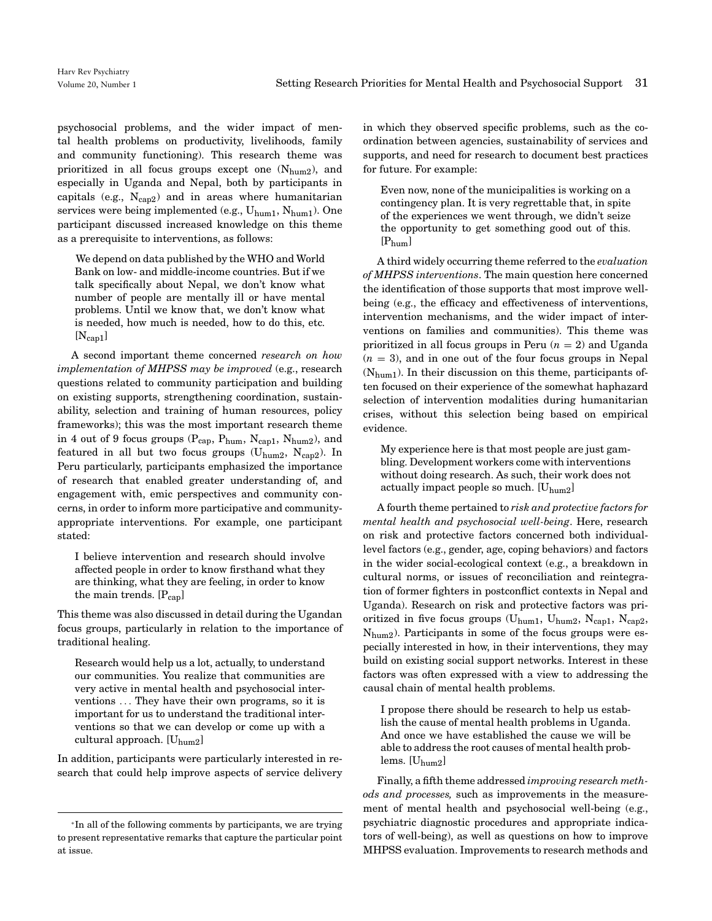psychosocial problems, and the wider impact of mental health problems on productivity, livelihoods, family and community functioning). This research theme was prioritized in all focus groups except one ($N_{hum2}$), and especially in Uganda and Nepal, both by participants in capitals (e.g., $N_{cap2}$) and in areas where humanitarian services were being implemented (e.g., $U_{hum1}$, $N_{hum1}$). One participant discussed increased knowledge on this theme as a prerequisite to interventions, as follows:

> We depend on data published by the WHO and World Bank on low- and middle-income countries. But if we talk specifically about Nepal, we don't know what number of people are mentally ill or have mental problems. Until we know that, we don't know what is needed, how much is needed, how to do this, etc. [$N_{cap1}$]

A second important theme concerned *research on how implementation of MHPSS may be improved* (e.g., research questions related to community participation and building on existing supports, strengthening coordination, sustainability, selection and training of human resources, policy frameworks); this was the most important research theme in 4 out of 9 focus groups ($P_{cap}$, $P_{hum}$, $N_{cap1}$, $N_{hum2}$), and featured in all but two focus groups ($U_{hum2}$, $N_{cap2}$). In Peru particularly, participants emphasized the importance of research that enabled greater understanding of, and engagement with, emic perspectives and community concerns, in order to inform more participative and community-appropriate interventions. For example, one participant stated:

> I believe intervention and research should involve affected people in order to know firsthand what they are thinking, what they are feeling, in order to know the main trends. [$P_{cap}$]

This theme was also discussed in detail during the Ugandan focus groups, particularly in relation to the importance of traditional healing.

> Research would help us a lot, actually, to understand our communities. You realize that communities are very active in mental health and psychosocial interventions ... They have their own programs, so it is important for us to understand the traditional interventions so that we can develop or come up with a cultural approach. [$U_{hum2}$]

In addition, participants were particularly interested in research that could help improve aspects of service delivery in which they observed specific problems, such as the coordination between agencies, sustainability of services and supports, and need for research to document best practices for future. For example:

> Even now, none of the municipalities is working on a contingency plan. It is very regrettable that, in spite of the experiences we went through, we didn't seize the opportunity to get something good out of this. [$P_{hum}$]

A third widely occurring theme referred to the *evaluation of MHPSS interventions*. The main question here concerned the identification of those supports that most improve well-being (e.g., the efficacy and effectiveness of interventions, intervention mechanisms, and the wider impact of interventions on families and communities). This theme was prioritized in all focus groups in Peru ($n = 2$) and Uganda ($n = 3$), and in one out of the four focus groups in Nepal ($N_{hum1}$). In their discussion on this theme, participants often focused on their experience of the somewhat haphazard selection of intervention modalities during humanitarian crises, without this selection being based on empirical evidence.

> My experience here is that most people are just gambling. Development workers come with interventions without doing research. As such, their work does not actually impact people so much. [$U_{hum2}$]

A fourth theme pertained to *risk and protective factors for mental health and psychosocial well-being*. Here, research on risk and protective factors concerned both individual-level factors (e.g., gender, age, coping behaviors) and factors in the wider social-ecological context (e.g., a breakdown in cultural norms, or issues of reconciliation and reintegration of former fighters in postconflict contexts in Nepal and Uganda). Research on risk and protective factors was prioritized in five focus groups ($U_{hum1}$, $U_{hum2}$, $N_{cap1}$, $N_{cap2}$, $N_{hum2}$). Participants in some of the focus groups were especially interested in how, in their interventions, they may build on existing social support networks. Interest in these factors was often expressed with a view to addressing the causal chain of mental health problems.

> I propose there should be research to help us establish the cause of mental health problems in Uganda. And once we have established the cause we will be able to address the root causes of mental health problems. [$U_{hum2}$]

Finally, a fifth theme addressed *improving research methods and processes,* such as improvements in the measurement of mental health and psychosocial well-being (e.g., psychiatric diagnostic procedures and appropriate indicators of well-being), as well as questions on how to improve MHPSS evaluation. Improvements to research methods and

*In all of the following comments by participants, we are trying to present representative remarks that capture the particular point at issue.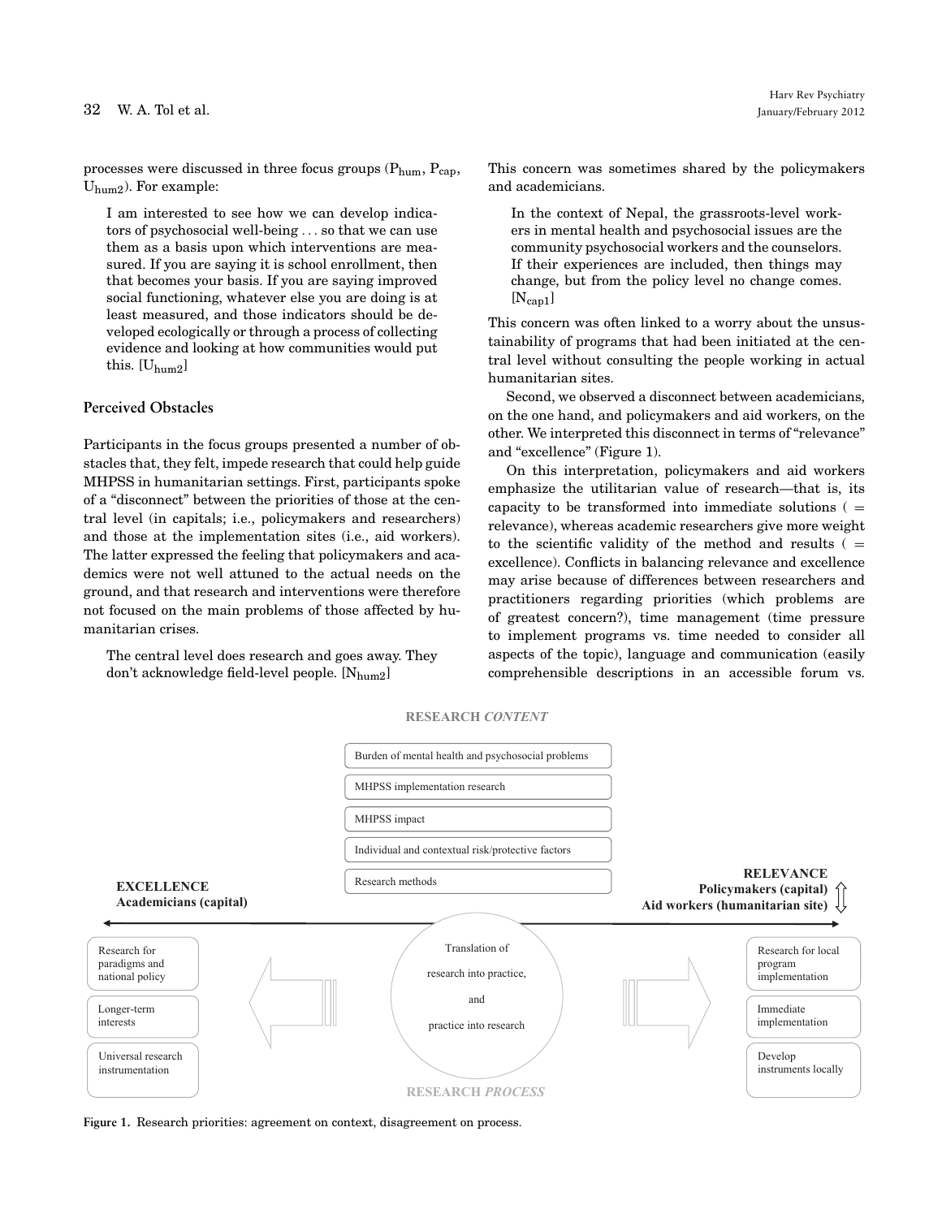processes were discussed in three focus groups ($P_{hum}$, $P_{cap}$, $U_{hum2}$). For example:

> I am interested to see how we can develop indicators of psychosocial well-being . . . so that we can use them as a basis upon which interventions are measured. If you are saying it is school enrollment, then that becomes your basis. If you are saying improved social functioning, whatever else you are doing is at least measured, and those indicators should be developed ecologically or through a process of collecting evidence and looking at how communities would put this. [$U_{hum2}$]

### Perceived Obstacles

Participants in the focus groups presented a number of obstacles that, they felt, impede research that could help guide MHPSS in humanitarian settings. First, participants spoke of a "disconnect" between the priorities of those at the central level (in capitals; i.e., policymakers and researchers) and those at the implementation sites (i.e., aid workers). The latter expressed the feeling that policymakers and academics were not well attuned to the actual needs on the ground, and that research and interventions were therefore not focused on the main problems of those affected by humanitarian crises.

> The central level does research and goes away. They don't acknowledge field-level people. [$N_{hum2}$]

This concern was sometimes shared by the policymakers and academicians.

> In the context of Nepal, the grassroots-level workers in mental health and psychosocial issues are the community psychosocial workers and the counselors. If their experiences are included, then things may change, but from the policy level no change comes. [$N_{cap1}$]

This concern was often linked to a worry about the unsustainability of programs that had been initiated at the central level without consulting the people working in actual humanitarian sites.

Second, we observed a disconnect between academicians, on the one hand, and policymakers and aid workers, on the other. We interpreted this disconnect in terms of "relevance" and "excellence" (Figure 1).

On this interpretation, policymakers and aid workers emphasize the utilitarian value of research—that is, its capacity to be transformed into immediate solutions ( = relevance), whereas academic researchers give more weight to the scientific validity of the method and results ( = excellence). Conflicts in balancing relevance and excellence may arise because of differences between researchers and practitioners regarding priorities (which problems are of greatest concern?), time management (time pressure to implement programs vs. time needed to consider all aspects of the topic), language and communication (easily comprehensible descriptions in an accessible forum vs.

**RESEARCH *CONTENT***

- Burden of mental health and psychosocial problems
- MHPSS implementation research
- MHPSS impact
- Individual and contextual risk/protective factors
- Research methods

**EXCELLENCE**
**Academicians (capital)**

**RELEVANCE**
**Policymakers (capital)**
**Aid workers (humanitarian site)**

Translation of research into practice, and practice into research

| Excellence | Relevance |
|---|---|
| Research for paradigms and national policy | Research for local program implementation |
| Longer-term interests | Immediate implementation |
| Universal research instrumentation | Develop instruments locally |

**RESEARCH *PROCESS***

**Figure 1.** Research priorities: agreement on context, disagreement on process.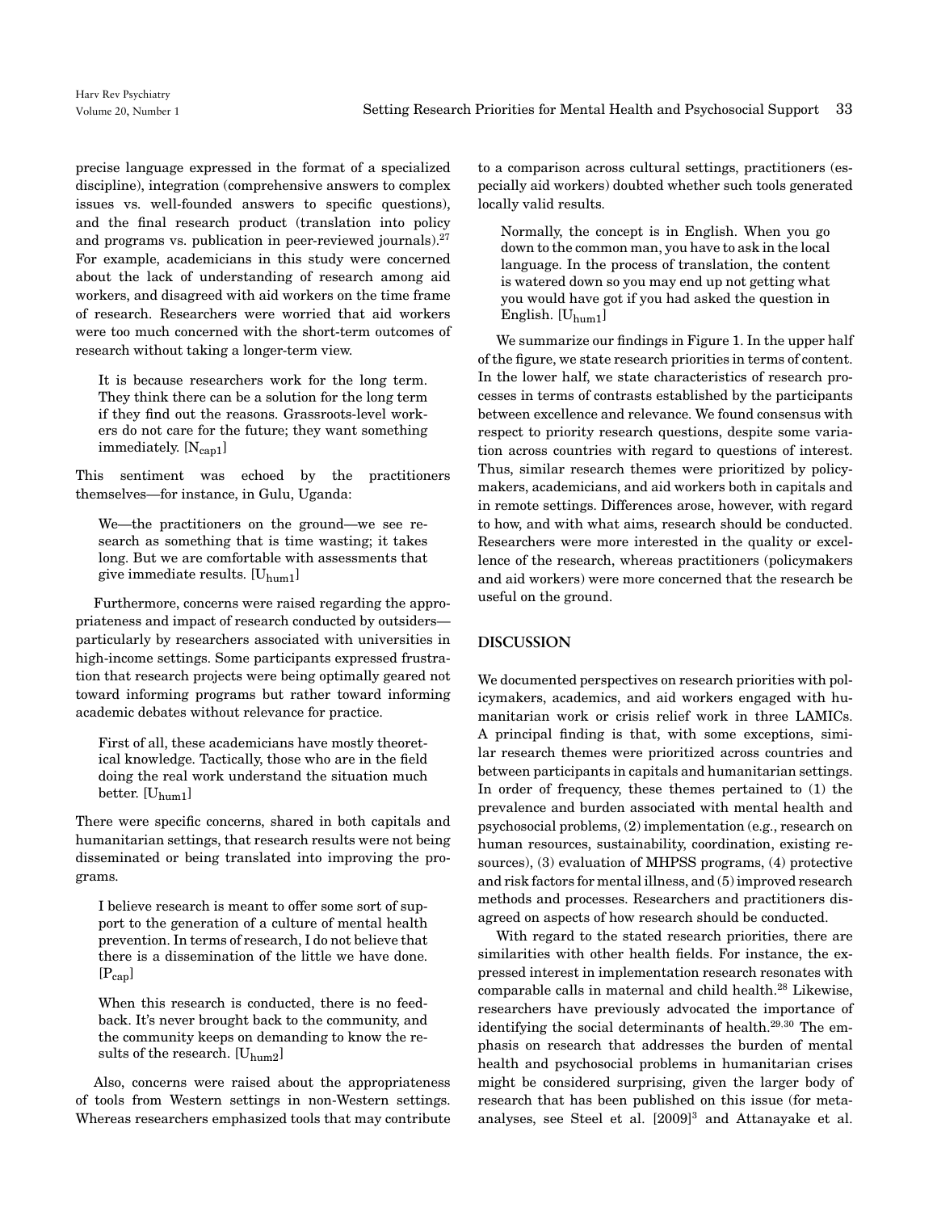precise language expressed in the format of a specialized discipline), integration (comprehensive answers to complex issues vs. well-founded answers to specific questions), and the final research product (translation into policy and programs vs. publication in peer-reviewed journals).[27] For example, academicians in this study were concerned about the lack of understanding of research among aid workers, and disagreed with aid workers on the time frame of research. Researchers were worried that aid workers were too much concerned with the short-term outcomes of research without taking a longer-term view.

> It is because researchers work for the long term. They think there can be a solution for the long term if they find out the reasons. Grassroots-level workers do not care for the future; they want something immediately. [$N_{cap1}$]

This sentiment was echoed by the practitioners themselves—for instance, in Gulu, Uganda:

> We—the practitioners on the ground—we see research as something that is time wasting; it takes long. But we are comfortable with assessments that give immediate results. [$U_{hum1}$]

Furthermore, concerns were raised regarding the appropriateness and impact of research conducted by outsiders—particularly by researchers associated with universities in high-income settings. Some participants expressed frustration that research projects were being optimally geared not toward informing programs but rather toward informing academic debates without relevance for practice.

> First of all, these academicians have mostly theoretical knowledge. Tactically, those who are in the field doing the real work understand the situation much better. [$U_{hum1}$]

There were specific concerns, shared in both capitals and humanitarian settings, that research results were not being disseminated or being translated into improving the programs.

> I believe research is meant to offer some sort of support to the generation of a culture of mental health prevention. In terms of research, I do not believe that there is a dissemination of the little we have done. [$P_{cap}$]

> When this research is conducted, there is no feedback. It's never brought back to the community, and the community keeps on demanding to know the results of the research. [$U_{hum2}$]

Also, concerns were raised about the appropriateness of tools from Western settings in non-Western settings. Whereas researchers emphasized tools that may contribute to a comparison across cultural settings, practitioners (especially aid workers) doubted whether such tools generated locally valid results.

> Normally, the concept is in English. When you go down to the common man, you have to ask in the local language. In the process of translation, the content is watered down so you may end up not getting what you would have got if you had asked the question in English. [$U_{hum1}$]

We summarize our findings in Figure 1. In the upper half of the figure, we state research priorities in terms of content. In the lower half, we state characteristics of research processes in terms of contrasts established by the participants between excellence and relevance. We found consensus with respect to priority research questions, despite some variation across countries with regard to questions of interest. Thus, similar research themes were prioritized by policymakers, academicians, and aid workers both in capitals and in remote settings. Differences arose, however, with regard to how, and with what aims, research should be conducted. Researchers were more interested in the quality or excellence of the research, whereas practitioners (policymakers and aid workers) were more concerned that the research be useful on the ground.

## DISCUSSION

We documented perspectives on research priorities with policymakers, academics, and aid workers engaged with humanitarian work or crisis relief work in three LAMICs. A principal finding is that, with some exceptions, similar research themes were prioritized across countries and between participants in capitals and humanitarian settings. In order of frequency, these themes pertained to (1) the prevalence and burden associated with mental health and psychosocial problems, (2) implementation (e.g., research on human resources, sustainability, coordination, existing resources), (3) evaluation of MHPSS programs, (4) protective and risk factors for mental illness, and (5) improved research methods and processes. Researchers and practitioners disagreed on aspects of how research should be conducted.

With regard to the stated research priorities, there are similarities with other health fields. For instance, the expressed interest in implementation research resonates with comparable calls in maternal and child health.[28] Likewise, researchers have previously advocated the importance of identifying the social determinants of health.[29,30] The emphasis on research that addresses the burden of mental health and psychosocial problems in humanitarian crises might be considered surprising, given the larger body of research that has been published on this issue (for meta-analyses, see Steel et al. [2009][3] and Attanayake et al.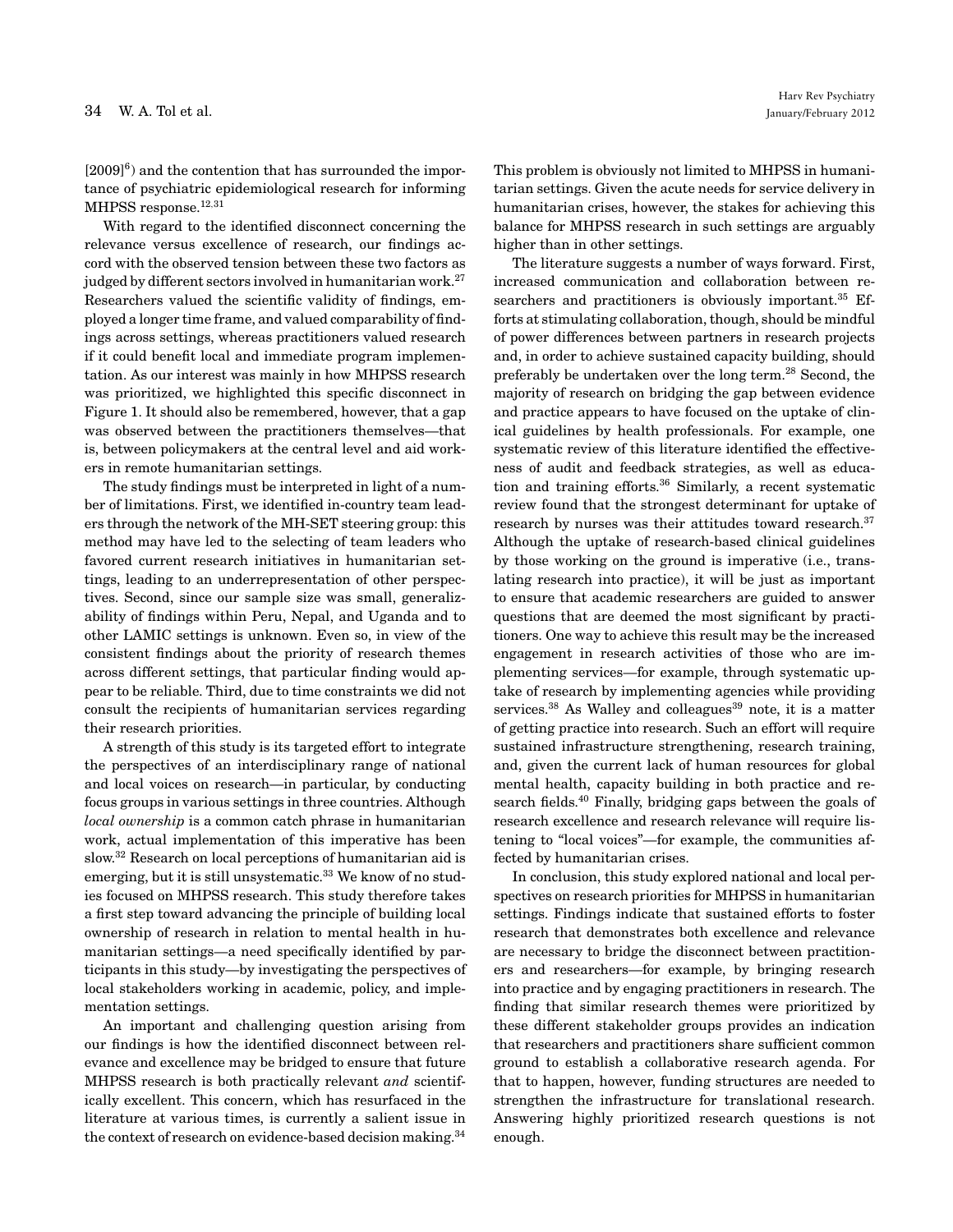[2009][6]) and the contention that has surrounded the importance of psychiatric epidemiological research for informing MHPSS response.[12,31]

With regard to the identified disconnect concerning the relevance versus excellence of research, our findings accord with the observed tension between these two factors as judged by different sectors involved in humanitarian work.[27] Researchers valued the scientific validity of findings, employed a longer time frame, and valued comparability of findings across settings, whereas practitioners valued research if it could benefit local and immediate program implementation. As our interest was mainly in how MHPSS research was prioritized, we highlighted this specific disconnect in Figure 1. It should also be remembered, however, that a gap was observed between the practitioners themselves—that is, between policymakers at the central level and aid workers in remote humanitarian settings.

The study findings must be interpreted in light of a number of limitations. First, we identified in-country team leaders through the network of the MH-SET steering group: this method may have led to the selecting of team leaders who favored current research initiatives in humanitarian settings, leading to an underrepresentation of other perspectives. Second, since our sample size was small, generalizability of findings within Peru, Nepal, and Uganda and to other LAMIC settings is unknown. Even so, in view of the consistent findings about the priority of research themes across different settings, that particular finding would appear to be reliable. Third, due to time constraints we did not consult the recipients of humanitarian services regarding their research priorities.

A strength of this study is its targeted effort to integrate the perspectives of an interdisciplinary range of national and local voices on research—in particular, by conducting focus groups in various settings in three countries. Although *local ownership* is a common catch phrase in humanitarian work, actual implementation of this imperative has been slow.[32] Research on local perceptions of humanitarian aid is emerging, but it is still unsystematic.[33] We know of no studies focused on MHPSS research. This study therefore takes a first step toward advancing the principle of building local ownership of research in relation to mental health in humanitarian settings—a need specifically identified by participants in this study—by investigating the perspectives of local stakeholders working in academic, policy, and implementation settings.

An important and challenging question arising from our findings is how the identified disconnect between relevance and excellence may be bridged to ensure that future MHPSS research is both practically relevant *and* scientifically excellent. This concern, which has resurfaced in the literature at various times, is currently a salient issue in the context of research on evidence-based decision making.[34] This problem is obviously not limited to MHPSS in humanitarian settings. Given the acute needs for service delivery in humanitarian crises, however, the stakes for achieving this balance for MHPSS research in such settings are arguably higher than in other settings.

The literature suggests a number of ways forward. First, increased communication and collaboration between researchers and practitioners is obviously important.[35] Efforts at stimulating collaboration, though, should be mindful of power differences between partners in research projects and, in order to achieve sustained capacity building, should preferably be undertaken over the long term.[28] Second, the majority of research on bridging the gap between evidence and practice appears to have focused on the uptake of clinical guidelines by health professionals. For example, one systematic review of this literature identified the effectiveness of audit and feedback strategies, as well as education and training efforts.[36] Similarly, a recent systematic review found that the strongest determinant for uptake of research by nurses was their attitudes toward research.[37] Although the uptake of research-based clinical guidelines by those working on the ground is imperative (i.e., translating research into practice), it will be just as important to ensure that academic researchers are guided to answer questions that are deemed the most significant by practitioners. One way to achieve this result may be the increased engagement in research activities of those who are implementing services—for example, through systematic uptake of research by implementing agencies while providing services.[38] As Walley and colleagues[39] note, it is a matter of getting practice into research. Such an effort will require sustained infrastructure strengthening, research training, and, given the current lack of human resources for global mental health, capacity building in both practice and research fields.[40] Finally, bridging gaps between the goals of research excellence and research relevance will require listening to "local voices"—for example, the communities affected by humanitarian crises.

In conclusion, this study explored national and local perspectives on research priorities for MHPSS in humanitarian settings. Findings indicate that sustained efforts to foster research that demonstrates both excellence and relevance are necessary to bridge the disconnect between practitioners and researchers—for example, by bringing research into practice and by engaging practitioners in research. The finding that similar research themes were prioritized by these different stakeholder groups provides an indication that researchers and practitioners share sufficient common ground to establish a collaborative research agenda. For that to happen, however, funding structures are needed to strengthen the infrastructure for translational research. Answering highly prioritized research questions is not enough.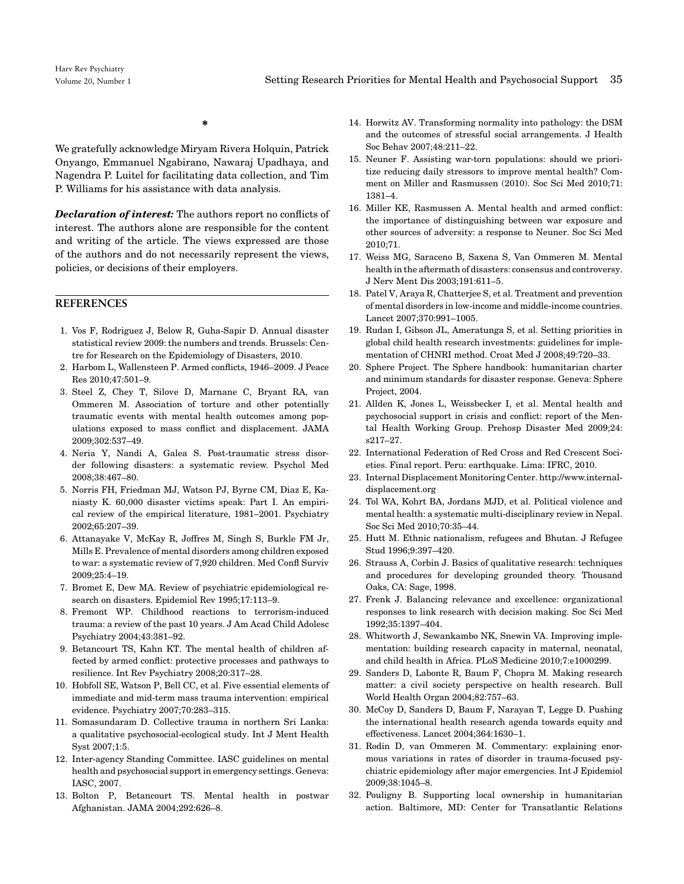*

We gratefully acknowledge Miryam Rivera Holquin, Patrick Onyango, Emmanuel Ngabirano, Nawaraj Upadhaya, and Nagendra P. Luitel for facilitating data collection, and Tim P. Williams for his assistance with data analysis.

***Declaration of interest:*** The authors report no conflicts of interest. The authors alone are responsible for the content and writing of the article. The views expressed are those of the authors and do not necessarily represent the views, policies, or decisions of their employers.

## REFERENCES

1. Vos F, Rodriguez J, Below R, Guha-Sapir D. Annual disaster statistical review 2009: the numbers and trends. Brussels: Centre for Research on the Epidemiology of Disasters, 2010.
2. Harbom L, Wallensteen P. Armed conflicts, 1946–2009. J Peace Res 2010;47:501–9.
3. Steel Z, Chey T, Silove D, Marnane C, Bryant RA, van Ommeren M. Association of torture and other potentially traumatic events with mental health outcomes among populations exposed to mass conflict and displacement. JAMA 2009;302:537–49.
4. Neria Y, Nandi A, Galea S. Post-traumatic stress disorder following disasters: a systematic review. Psychol Med 2008;38:467–80.
5. Norris FH, Friedman MJ, Watson PJ, Byrne CM, Diaz E, Kaniasty K. 60,000 disaster victims speak: Part I. An empirical review of the empirical literature, 1981–2001. Psychiatry 2002;65:207–39.
6. Attanayake V, McKay R, Joffres M, Singh S, Burkle FM Jr, Mills E. Prevalence of mental disorders among children exposed to war: a systematic review of 7,920 children. Med Confl Surviv 2009;25:4–19.
7. Bromet E, Dew MA. Review of psychiatric epidemiological research on disasters. Epidemiol Rev 1995;17:113–9.
8. Fremont WP. Childhood reactions to terrorism-induced trauma: a review of the past 10 years. J Am Acad Child Adolesc Psychiatry 2004;43:381–92.
9. Betancourt TS, Kahn KT. The mental health of children affected by armed conflict: protective processes and pathways to resilience. Int Rev Psychiatry 2008;20:317–28.
10. Hobfoll SE, Watson P, Bell CC, et al. Five essential elements of immediate and mid-term mass trauma intervention: empirical evidence. Psychiatry 2007;70:283–315.
11. Somasundaram D. Collective trauma in northern Sri Lanka: a qualitative psychosocial-ecological study. Int J Ment Health Syst 2007;1:5.
12. Inter-agency Standing Committee. IASC guidelines on mental health and psychosocial support in emergency settings. Geneva: IASC, 2007.
13. Bolton P, Betancourt TS. Mental health in postwar Afghanistan. JAMA 2004;292:626–8.
14. Horwitz AV. Transforming normality into pathology: the DSM and the outcomes of stressful social arrangements. J Health Soc Behav 2007;48:211–22.
15. Neuner F. Assisting war-torn populations: should we prioritize reducing daily stressors to improve mental health? Comment on Miller and Rasmussen (2010). Soc Sci Med 2010;71: 1381–4.
16. Miller KE, Rasmussen A. Mental health and armed conflict: the importance of distinguishing between war exposure and other sources of adversity: a response to Neuner. Soc Sci Med 2010;71.
17. Weiss MG, Saraceno B, Saxena S, Van Ommeren M. Mental health in the aftermath of disasters: consensus and controversy. J Nerv Ment Dis 2003;191:611–5.
18. Patel V, Araya R, Chatterjee S, et al. Treatment and prevention of mental disorders in low-income and middle-income countries. Lancet 2007;370:991–1005.
19. Rudan I, Gibson JL, Ameratunga S, et al. Setting priorities in global child health research investments: guidelines for implementation of CHNRI method. Croat Med J 2008;49:720–33.
20. Sphere Project. The Sphere handbook: humanitarian charter and minimum standards for disaster response. Geneva: Sphere Project, 2004.
21. Allden K, Jones L, Weissbecker I, et al. Mental health and psychosocial support in crisis and conflict: report of the Mental Health Working Group. Prehosp Disaster Med 2009;24: s217–27.
22. International Federation of Red Cross and Red Crescent Societies. Final report. Peru: earthquake. Lima: IFRC, 2010.
23. Internal Displacement Monitoring Center. http://www.internal-displacement.org
24. Tol WA, Kohrt BA, Jordans MJD, et al. Political violence and mental health: a systematic multi-disciplinary review in Nepal. Soc Sci Med 2010;70:35–44.
25. Hutt M. Ethnic nationalism, refugees and Bhutan. J Refugee Stud 1996;9:397–420.
26. Strauss A, Corbin J. Basics of qualitative research: techniques and procedures for developing grounded theory. Thousand Oaks, CA: Sage, 1998.
27. Frenk J. Balancing relevance and excellence: organizational responses to link research with decision making. Soc Sci Med 1992;35:1397–404.
28. Whitworth J, Sewankambo NK, Snewin VA. Improving implementation: building research capacity in maternal, neonatal, and child health in Africa. PLoS Medicine 2010;7:e1000299.
29. Sanders D, Labonte R, Baum F, Chopra M. Making research matter: a civil society perspective on health research. Bull World Health Organ 2004;82:757–63.
30. McCoy D, Sanders D, Baum F, Narayan T, Legge D. Pushing the international health research agenda towards equity and effectiveness. Lancet 2004;364:1630–1.
31. Rodin D, van Ommeren M. Commentary: explaining enormous variations in rates of disorder in trauma-focused psychiatric epidemiology after major emergencies. Int J Epidemiol 2009;38:1045–8.
32. Pouligny B. Supporting local ownership in humanitarian action. Baltimore, MD: Center for Transatlantic Relations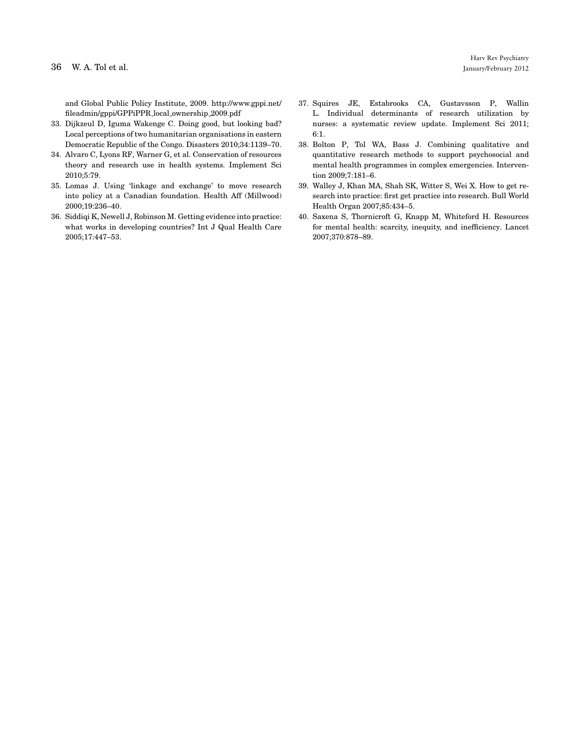and Global Public Policy Institute, 2009. http://www.gppi.net/fileadmin/gppi/GPPiPPR_local_ownership_2009.pdf

33. Dijkzeul D, Iguma Wakenge C. Doing good, but looking bad? Local perceptions of two humanitarian organisations in eastern Democratic Republic of the Congo. Disasters 2010;34:1139–70.
34. Alvaro C, Lyons RF, Warner G, et al. Conservation of resources theory and research use in health systems. Implement Sci 2010;5:79.
35. Lomas J. Using 'linkage and exchange' to move research into policy at a Canadian foundation. Health Aff (Millwood) 2000;19:236–40.
36. Siddiqi K, Newell J, Robinson M. Getting evidence into practice: what works in developing countries? Int J Qual Health Care 2005;17:447–53.
37. Squires JE, Estabrooks CA, Gustavsson P, Wallin L. Individual determinants of research utilization by nurses: a systematic review update. Implement Sci 2011; 6:1.
38. Bolton P, Tol WA, Bass J. Combining qualitative and quantitative research methods to support psychosocial and mental health programmes in complex emergencies. Intervention 2009;7:181–6.
39. Walley J, Khan MA, Shah SK, Witter S, Wei X. How to get research into practice: first get practice into research. Bull World Health Organ 2007;85:434–5.
40. Saxena S, Thornicroft G, Knapp M, Whiteford H. Resources for mental health: scarcity, inequity, and inefficiency. Lancet 2007;370:878–89.